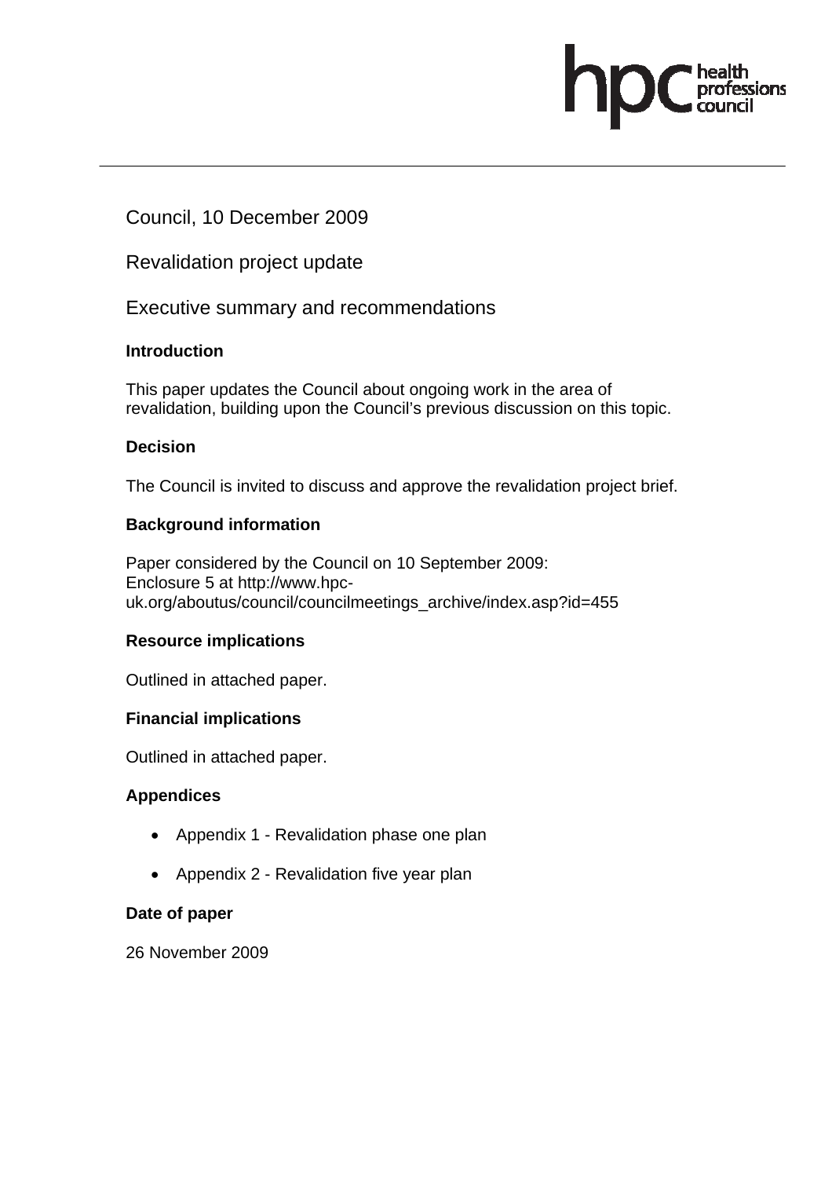Council, 10 December 2009

Revalidation project update

Executive summary and recommendations

**Introduction**

This paper updates the Council about ongoing work in the area of revalidation, building upon the Council's previous discussion on this topic.

**Decision**

The Council is invited to discuss and approve the revalidation project brief.

**Background information**

Paper considered by the Council on 10 September 2009:
Enclosure 5 at http://www.hpc-uk.org/aboutus/council/councilmeetings_archive/index.asp?id=455

**Resource implications**

Outlined in attached paper.

**Financial implications**

Outlined in attached paper.

**Appendices**

- Appendix 1 - Revalidation phase one plan
- Appendix 2 - Revalidation five year plan

**Date of paper**

26 November 2009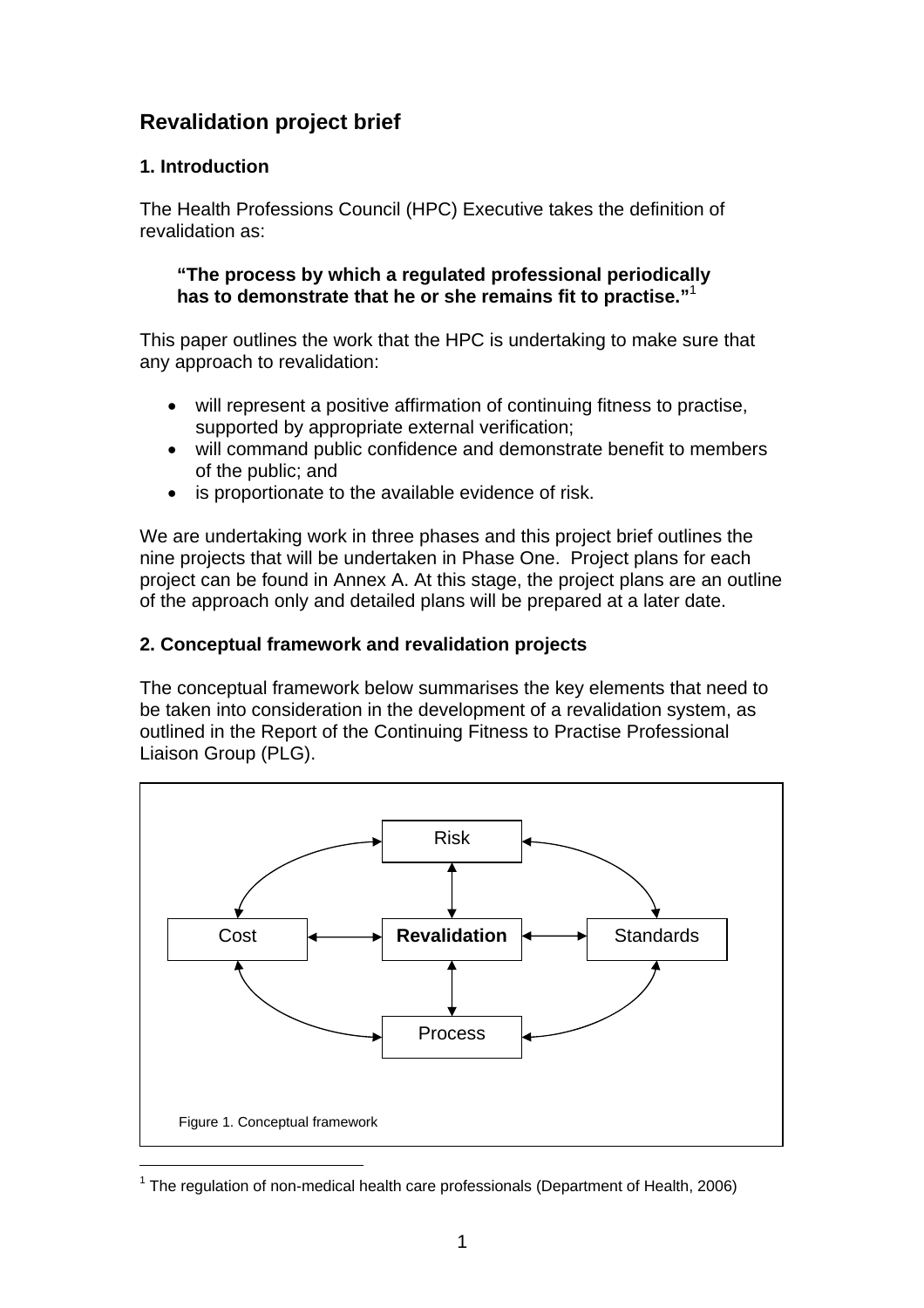## Revalidation project brief

### 1. Introduction

The Health Professions Council (HPC) Executive takes the definition of revalidation as:

> **"The process by which a regulated professional periodically has to demonstrate that he or she remains fit to practise."**[1]

This paper outlines the work that the HPC is undertaking to make sure that any approach to revalidation:

- will represent a positive affirmation of continuing fitness to practise, supported by appropriate external verification;
- will command public confidence and demonstrate benefit to members of the public; and
- is proportionate to the available evidence of risk.

We are undertaking work in three phases and this project brief outlines the nine projects that will be undertaken in Phase One. Project plans for each project can be found in Annex A. At this stage, the project plans are an outline of the approach only and detailed plans will be prepared at a later date.

### 2. Conceptual framework and revalidation projects

The conceptual framework below summarises the key elements that need to be taken into consideration in the development of a revalidation system, as outlined in the Report of the Continuing Fitness to Practise Professional Liaison Group (PLG).

Risk

Cost | **Revalidation** | Standards

Process

Figure 1. Conceptual framework

[1] The regulation of non-medical health care professionals (Department of Health, 2006)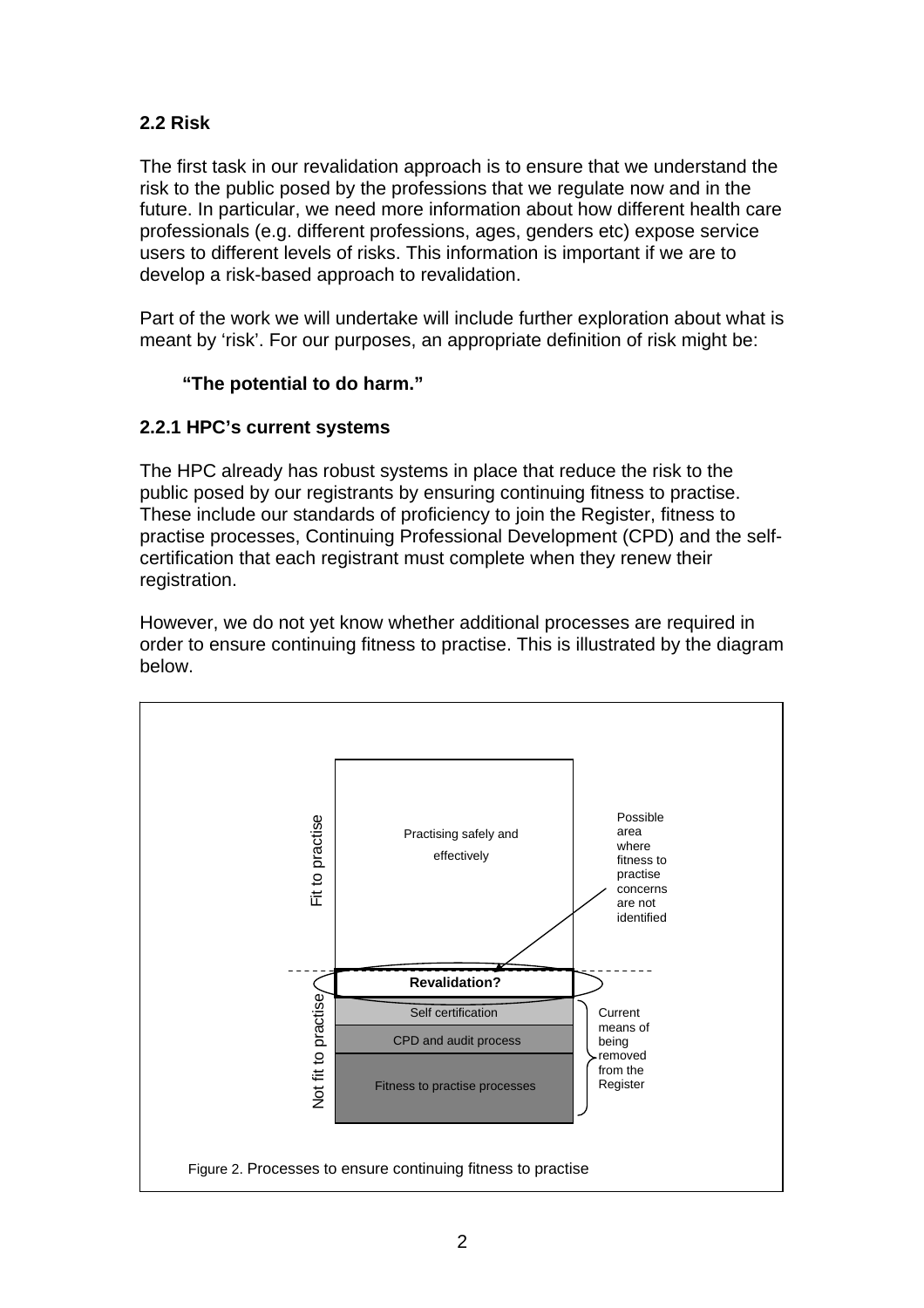### 2.2 Risk

The first task in our revalidation approach is to ensure that we understand the risk to the public posed by the professions that we regulate now and in the future. In particular, we need more information about how different health care professionals (e.g. different professions, ages, genders etc) expose service users to different levels of risks. This information is important if we are to develop a risk-based approach to revalidation.

Part of the work we will undertake will include further exploration about what is meant by 'risk'. For our purposes, an appropriate definition of risk might be:

> **"The potential to do harm."**

### 2.2.1 HPC's current systems

The HPC already has robust systems in place that reduce the risk to the public posed by our registrants by ensuring continuing fitness to practise. These include our standards of proficiency to join the Register, fitness to practise processes, Continuing Professional Development (CPD) and the self-certification that each registrant must complete when they renew their registration.

However, we do not yet know whether additional processes are required in order to ensure continuing fitness to practise. This is illustrated by the diagram below.

Fit to practise

Practising safely and effectively

Possible area where fitness to practise concerns are not identified

**Revalidation?**

Not fit to practise

Self certification

CPD and audit process

Fitness to practise processes

Current means of being removed from the Register

Figure 2. Processes to ensure continuing fitness to practise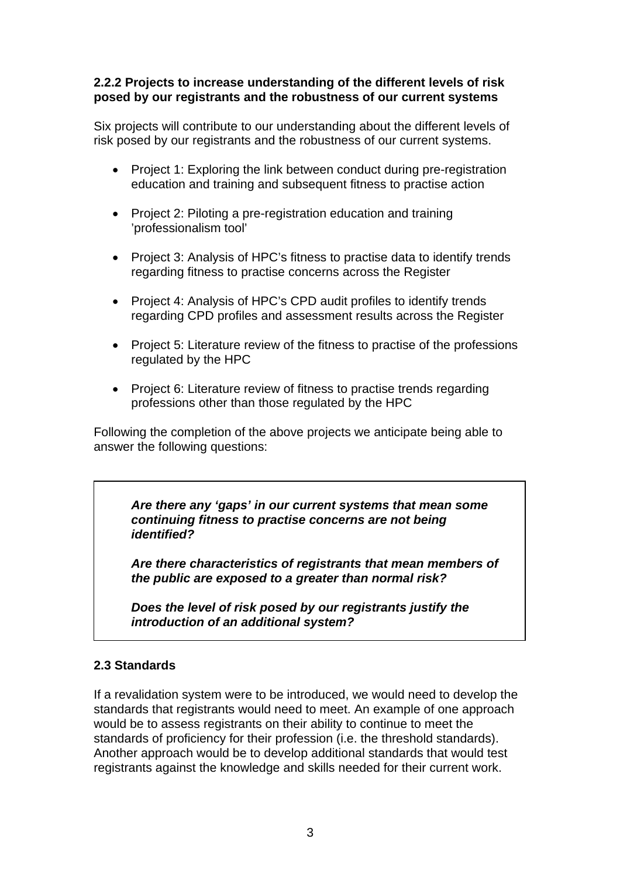### 2.2.2 Projects to increase understanding of the different levels of risk posed by our registrants and the robustness of our current systems

Six projects will contribute to our understanding about the different levels of risk posed by our registrants and the robustness of our current systems.

- Project 1: Exploring the link between conduct during pre-registration education and training and subsequent fitness to practise action
- Project 2: Piloting a pre-registration education and training 'professionalism tool'
- Project 3: Analysis of HPC's fitness to practise data to identify trends regarding fitness to practise concerns across the Register
- Project 4: Analysis of HPC's CPD audit profiles to identify trends regarding CPD profiles and assessment results across the Register
- Project 5: Literature review of the fitness to practise of the professions regulated by the HPC
- Project 6: Literature review of fitness to practise trends regarding professions other than those regulated by the HPC

Following the completion of the above projects we anticipate being able to answer the following questions:

***Are there any 'gaps' in our current systems that mean some continuing fitness to practise concerns are not being identified?***

***Are there characteristics of registrants that mean members of the public are exposed to a greater than normal risk?***

***Does the level of risk posed by our registrants justify the introduction of an additional system?***

### 2.3 Standards

If a revalidation system were to be introduced, we would need to develop the standards that registrants would need to meet. An example of one approach would be to assess registrants on their ability to continue to meet the standards of proficiency for their profession (i.e. the threshold standards). Another approach would be to develop additional standards that would test registrants against the knowledge and skills needed for their current work.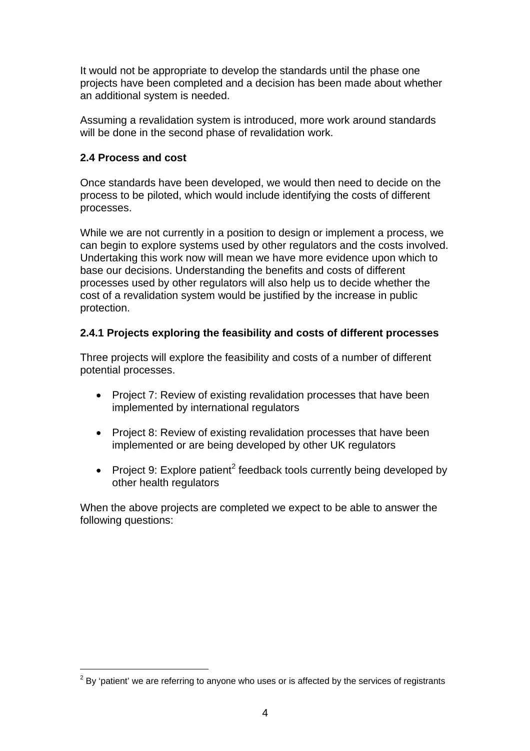It would not be appropriate to develop the standards until the phase one projects have been completed and a decision has been made about whether an additional system is needed.

Assuming a revalidation system is introduced, more work around standards will be done in the second phase of revalidation work.

### 2.4 Process and cost

Once standards have been developed, we would then need to decide on the process to be piloted, which would include identifying the costs of different processes.

While we are not currently in a position to design or implement a process, we can begin to explore systems used by other regulators and the costs involved. Undertaking this work now will mean we have more evidence upon which to base our decisions. Understanding the benefits and costs of different processes used by other regulators will also help us to decide whether the cost of a revalidation system would be justified by the increase in public protection.

#### 2.4.1 Projects exploring the feasibility and costs of different processes

Three projects will explore the feasibility and costs of a number of different potential processes.

- Project 7: Review of existing revalidation processes that have been implemented by international regulators
- Project 8: Review of existing revalidation processes that have been implemented or are being developed by other UK regulators
- Project 9: Explore patient[2] feedback tools currently being developed by other health regulators

When the above projects are completed we expect to be able to answer the following questions:

[2] By 'patient' we are referring to anyone who uses or is affected by the services of registrants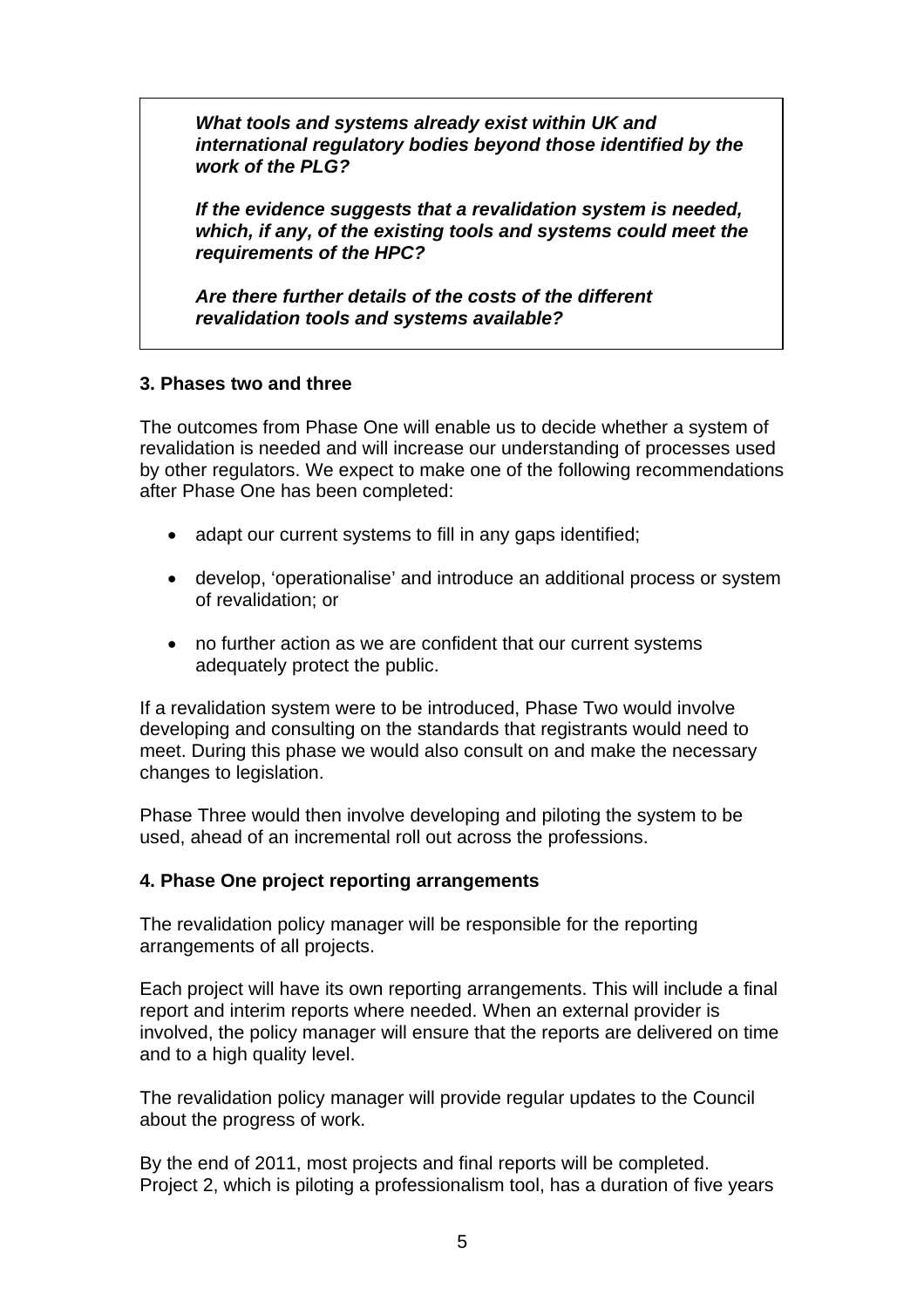***What tools and systems already exist within UK and international regulatory bodies beyond those identified by the work of the PLG?***

***If the evidence suggests that a revalidation system is needed, which, if any, of the existing tools and systems could meet the requirements of the HPC?***

***Are there further details of the costs of the different revalidation tools and systems available?***

**3. Phases two and three**

The outcomes from Phase One will enable us to decide whether a system of revalidation is needed and will increase our understanding of processes used by other regulators. We expect to make one of the following recommendations after Phase One has been completed:

- adapt our current systems to fill in any gaps identified;
- develop, 'operationalise' and introduce an additional process or system of revalidation; or
- no further action as we are confident that our current systems adequately protect the public.

If a revalidation system were to be introduced, Phase Two would involve developing and consulting on the standards that registrants would need to meet. During this phase we would also consult on and make the necessary changes to legislation.

Phase Three would then involve developing and piloting the system to be used, ahead of an incremental roll out across the professions.

**4. Phase One project reporting arrangements**

The revalidation policy manager will be responsible for the reporting arrangements of all projects.

Each project will have its own reporting arrangements. This will include a final report and interim reports where needed. When an external provider is involved, the policy manager will ensure that the reports are delivered on time and to a high quality level.

The revalidation policy manager will provide regular updates to the Council about the progress of work.

By the end of 2011, most projects and final reports will be completed. Project 2, which is piloting a professionalism tool, has a duration of five years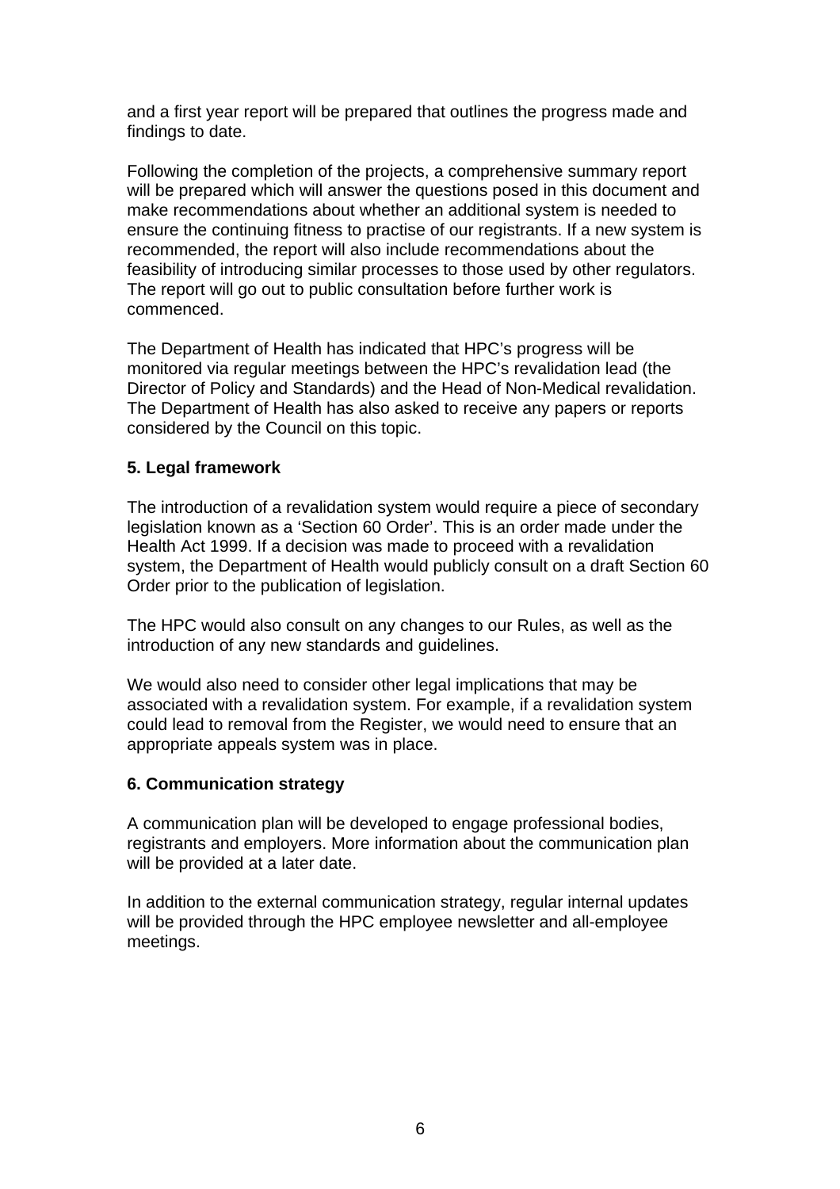and a first year report will be prepared that outlines the progress made and findings to date.

Following the completion of the projects, a comprehensive summary report will be prepared which will answer the questions posed in this document and make recommendations about whether an additional system is needed to ensure the continuing fitness to practise of our registrants. If a new system is recommended, the report will also include recommendations about the feasibility of introducing similar processes to those used by other regulators. The report will go out to public consultation before further work is commenced.

The Department of Health has indicated that HPC's progress will be monitored via regular meetings between the HPC's revalidation lead (the Director of Policy and Standards) and the Head of Non-Medical revalidation. The Department of Health has also asked to receive any papers or reports considered by the Council on this topic.

**5. Legal framework**

The introduction of a revalidation system would require a piece of secondary legislation known as a 'Section 60 Order'. This is an order made under the Health Act 1999. If a decision was made to proceed with a revalidation system, the Department of Health would publicly consult on a draft Section 60 Order prior to the publication of legislation.

The HPC would also consult on any changes to our Rules, as well as the introduction of any new standards and guidelines.

We would also need to consider other legal implications that may be associated with a revalidation system. For example, if a revalidation system could lead to removal from the Register, we would need to ensure that an appropriate appeals system was in place.

**6. Communication strategy**

A communication plan will be developed to engage professional bodies, registrants and employers. More information about the communication plan will be provided at a later date.

In addition to the external communication strategy, regular internal updates will be provided through the HPC employee newsletter and all-employee meetings.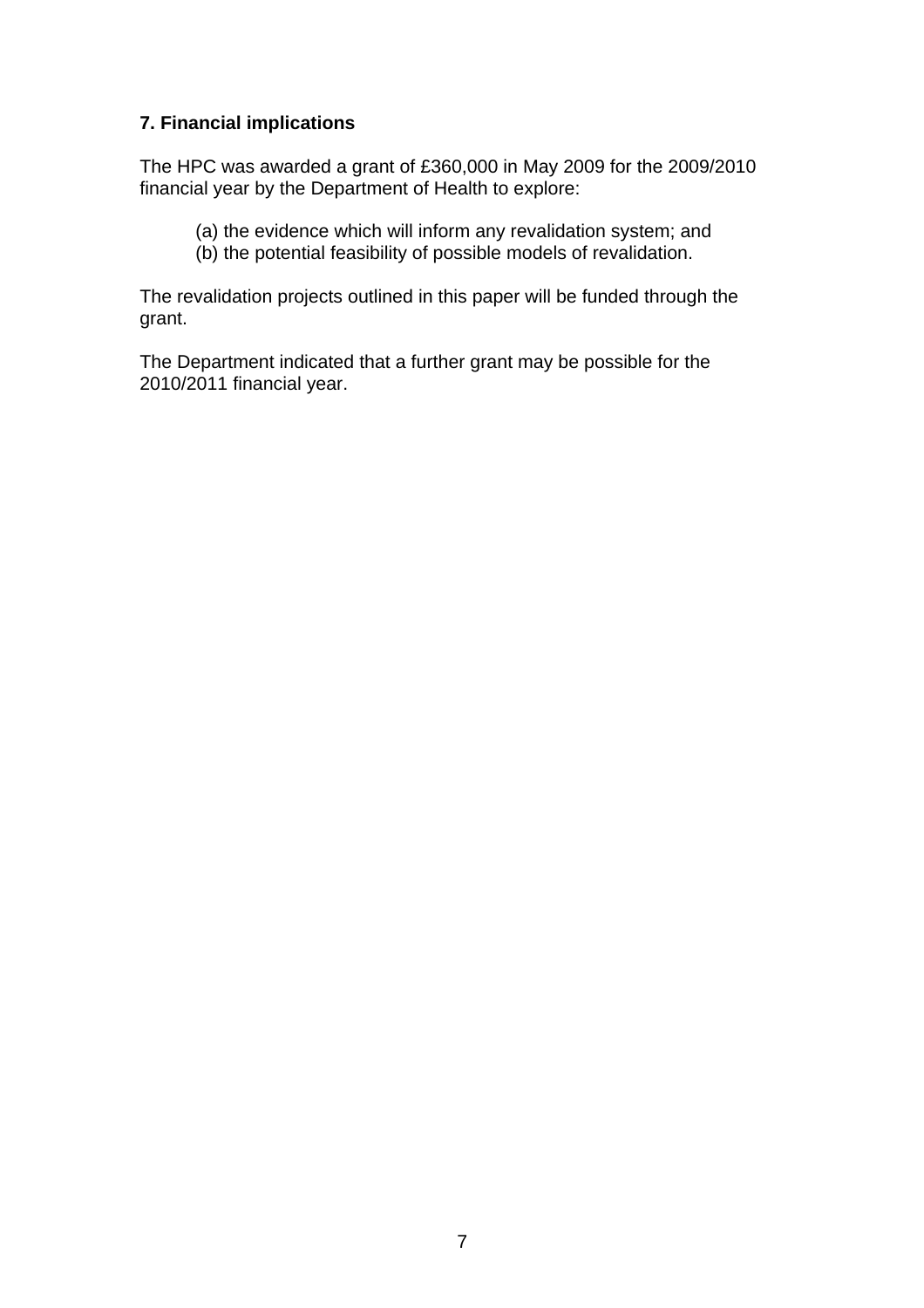## 7. Financial implications

The HPC was awarded a grant of £360,000 in May 2009 for the 2009/2010 financial year by the Department of Health to explore:

(a) the evidence which will inform any revalidation system; and
(b) the potential feasibility of possible models of revalidation.

The revalidation projects outlined in this paper will be funded through the grant.

The Department indicated that a further grant may be possible for the 2010/2011 financial year.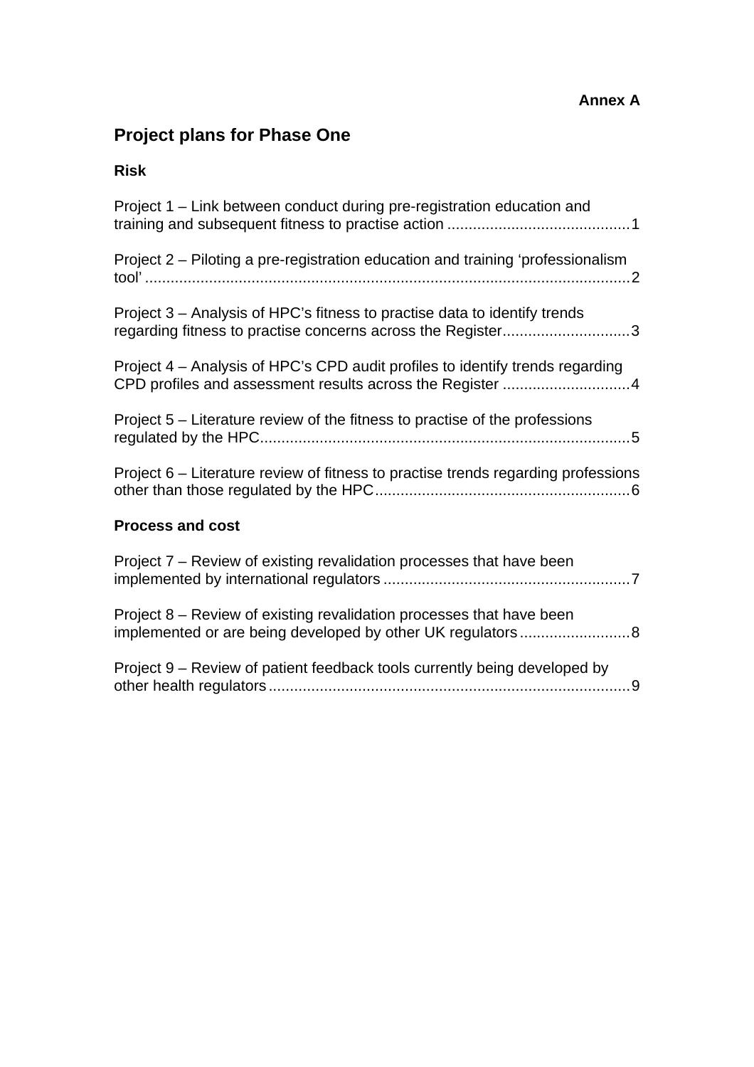**Annex A**

# Project plans for Phase One

## Risk

Project 1 – Link between conduct during pre-registration education and training and subsequent fitness to practise action ........................................... 1

Project 2 – Piloting a pre-registration education and training 'professionalism tool' ................................................................................................................. 2

Project 3 – Analysis of HPC's fitness to practise data to identify trends regarding fitness to practise concerns across the Register.............................. 3

Project 4 – Analysis of HPC's CPD audit profiles to identify trends regarding CPD profiles and assessment results across the Register .............................. 4

Project 5 – Literature review of the fitness to practise of the professions regulated by the HPC....................................................................................... 5

Project 6 – Literature review of fitness to practise trends regarding professions other than those regulated by the HPC............................................................ 6

## Process and cost

Project 7 – Review of existing revalidation processes that have been implemented by international regulators .......................................................... 7

Project 8 – Review of existing revalidation processes that have been implemented or are being developed by other UK regulators .......................... 8

Project 9 – Review of patient feedback tools currently being developed by other health regulators ..................................................................................... 9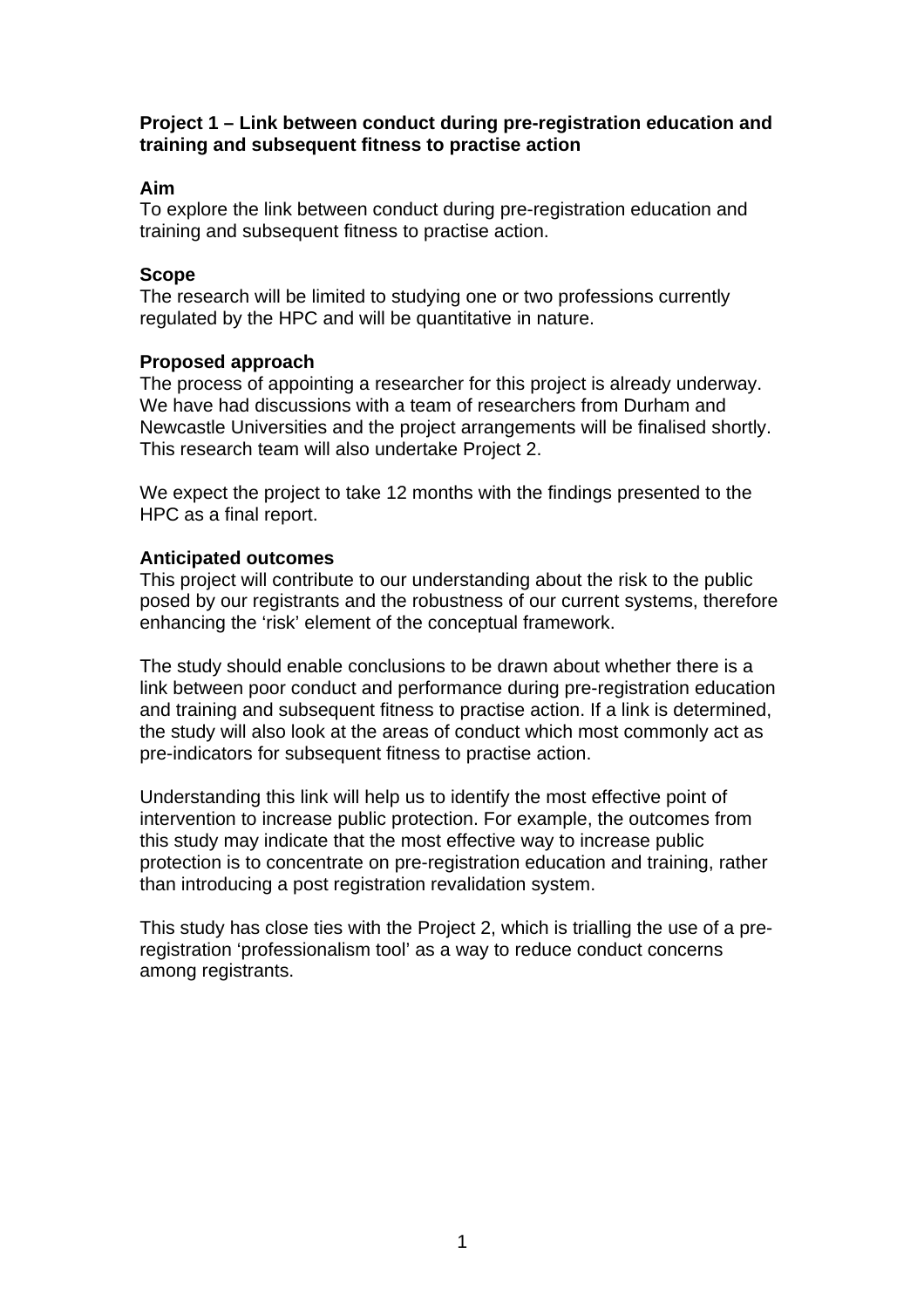## Project 1 – Link between conduct during pre-registration education and training and subsequent fitness to practise action

### Aim

To explore the link between conduct during pre-registration education and training and subsequent fitness to practise action.

### Scope

The research will be limited to studying one or two professions currently regulated by the HPC and will be quantitative in nature.

### Proposed approach

The process of appointing a researcher for this project is already underway. We have had discussions with a team of researchers from Durham and Newcastle Universities and the project arrangements will be finalised shortly. This research team will also undertake Project 2.

We expect the project to take 12 months with the findings presented to the HPC as a final report.

### Anticipated outcomes

This project will contribute to our understanding about the risk to the public posed by our registrants and the robustness of our current systems, therefore enhancing the 'risk' element of the conceptual framework.

The study should enable conclusions to be drawn about whether there is a link between poor conduct and performance during pre-registration education and training and subsequent fitness to practise action. If a link is determined, the study will also look at the areas of conduct which most commonly act as pre-indicators for subsequent fitness to practise action.

Understanding this link will help us to identify the most effective point of intervention to increase public protection. For example, the outcomes from this study may indicate that the most effective way to increase public protection is to concentrate on pre-registration education and training, rather than introducing a post registration revalidation system.

This study has close ties with the Project 2, which is trialling the use of a pre-registration 'professionalism tool' as a way to reduce conduct concerns among registrants.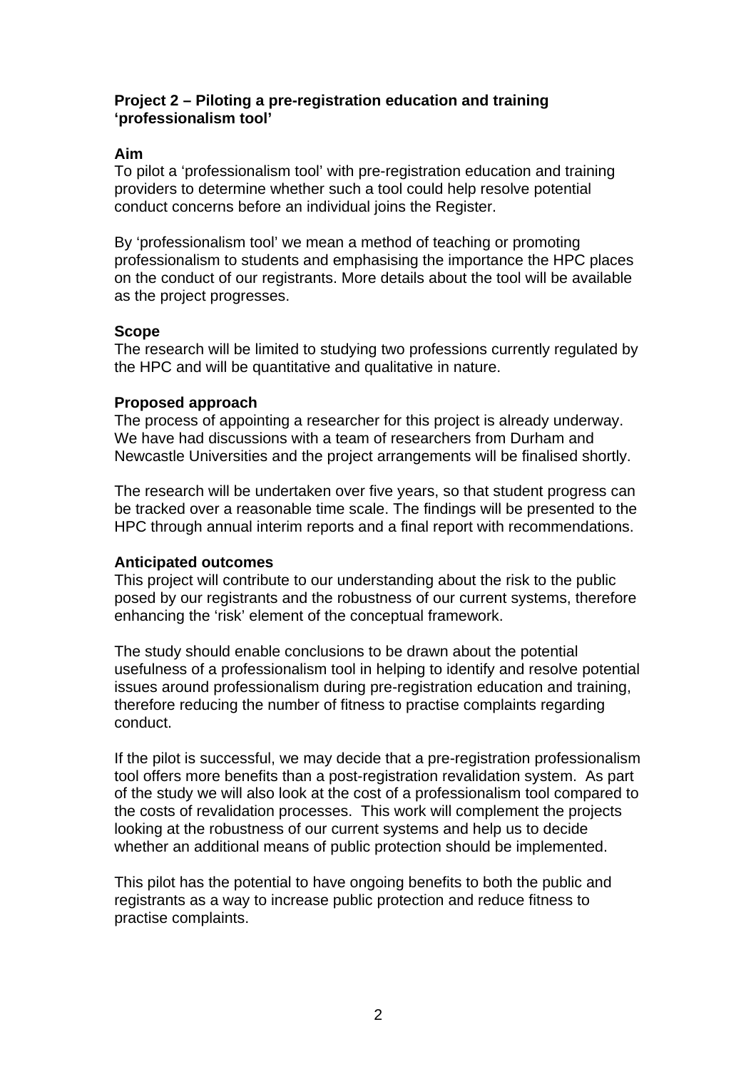### Project 2 – Piloting a pre-registration education and training 'professionalism tool'

**Aim**

To pilot a 'professionalism tool' with pre-registration education and training providers to determine whether such a tool could help resolve potential conduct concerns before an individual joins the Register.

By 'professionalism tool' we mean a method of teaching or promoting professionalism to students and emphasising the importance the HPC places on the conduct of our registrants. More details about the tool will be available as the project progresses.

**Scope**

The research will be limited to studying two professions currently regulated by the HPC and will be quantitative and qualitative in nature.

**Proposed approach**

The process of appointing a researcher for this project is already underway. We have had discussions with a team of researchers from Durham and Newcastle Universities and the project arrangements will be finalised shortly.

The research will be undertaken over five years, so that student progress can be tracked over a reasonable time scale. The findings will be presented to the HPC through annual interim reports and a final report with recommendations.

**Anticipated outcomes**

This project will contribute to our understanding about the risk to the public posed by our registrants and the robustness of our current systems, therefore enhancing the 'risk' element of the conceptual framework.

The study should enable conclusions to be drawn about the potential usefulness of a professionalism tool in helping to identify and resolve potential issues around professionalism during pre-registration education and training, therefore reducing the number of fitness to practise complaints regarding conduct.

If the pilot is successful, we may decide that a pre-registration professionalism tool offers more benefits than a post-registration revalidation system. As part of the study we will also look at the cost of a professionalism tool compared to the costs of revalidation processes. This work will complement the projects looking at the robustness of our current systems and help us to decide whether an additional means of public protection should be implemented.

This pilot has the potential to have ongoing benefits to both the public and registrants as a way to increase public protection and reduce fitness to practise complaints.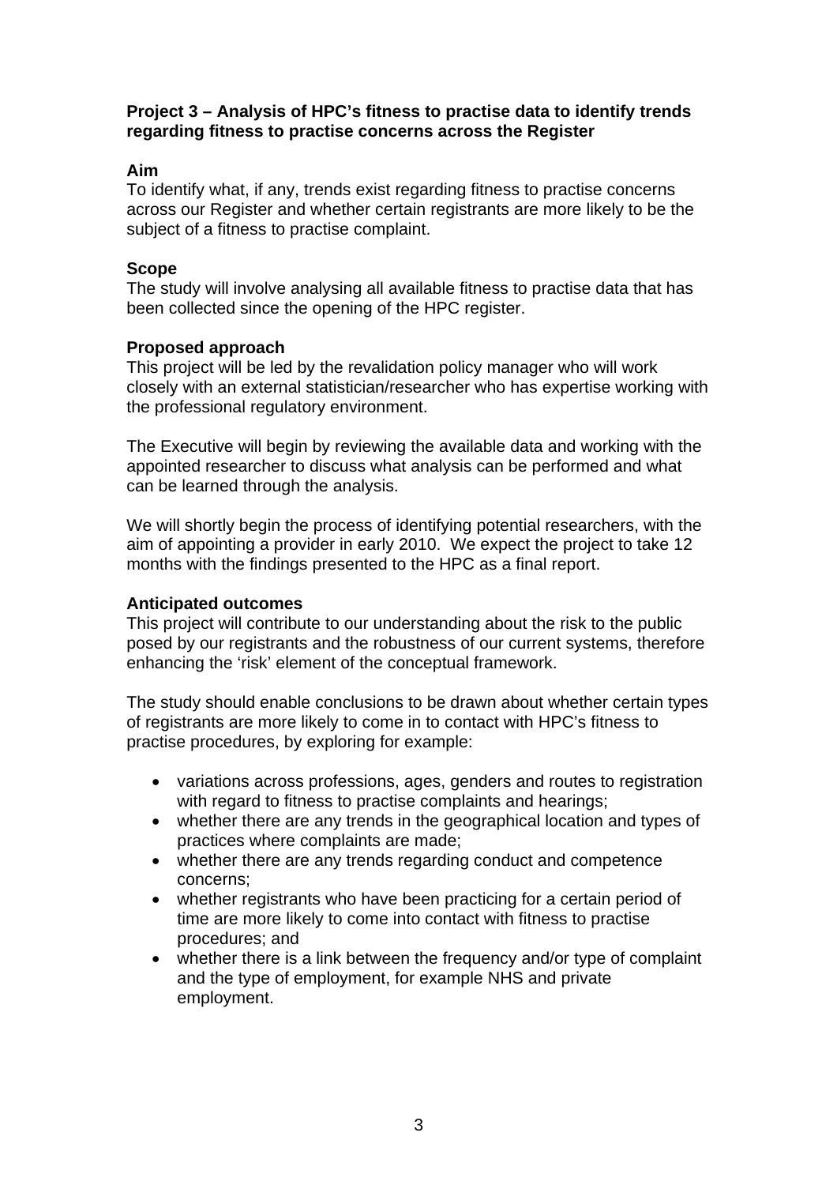**Project 3 – Analysis of HPC's fitness to practise data to identify trends regarding fitness to practise concerns across the Register**

**Aim**

To identify what, if any, trends exist regarding fitness to practise concerns across our Register and whether certain registrants are more likely to be the subject of a fitness to practise complaint.

**Scope**

The study will involve analysing all available fitness to practise data that has been collected since the opening of the HPC register.

**Proposed approach**

This project will be led by the revalidation policy manager who will work closely with an external statistician/researcher who has expertise working with the professional regulatory environment.

The Executive will begin by reviewing the available data and working with the appointed researcher to discuss what analysis can be performed and what can be learned through the analysis.

We will shortly begin the process of identifying potential researchers, with the aim of appointing a provider in early 2010. We expect the project to take 12 months with the findings presented to the HPC as a final report.

**Anticipated outcomes**

This project will contribute to our understanding about the risk to the public posed by our registrants and the robustness of our current systems, therefore enhancing the 'risk' element of the conceptual framework.

The study should enable conclusions to be drawn about whether certain types of registrants are more likely to come in to contact with HPC's fitness to practise procedures, by exploring for example:

- variations across professions, ages, genders and routes to registration with regard to fitness to practise complaints and hearings;
- whether there are any trends in the geographical location and types of practices where complaints are made;
- whether there are any trends regarding conduct and competence concerns;
- whether registrants who have been practicing for a certain period of time are more likely to come into contact with fitness to practise procedures; and
- whether there is a link between the frequency and/or type of complaint and the type of employment, for example NHS and private employment.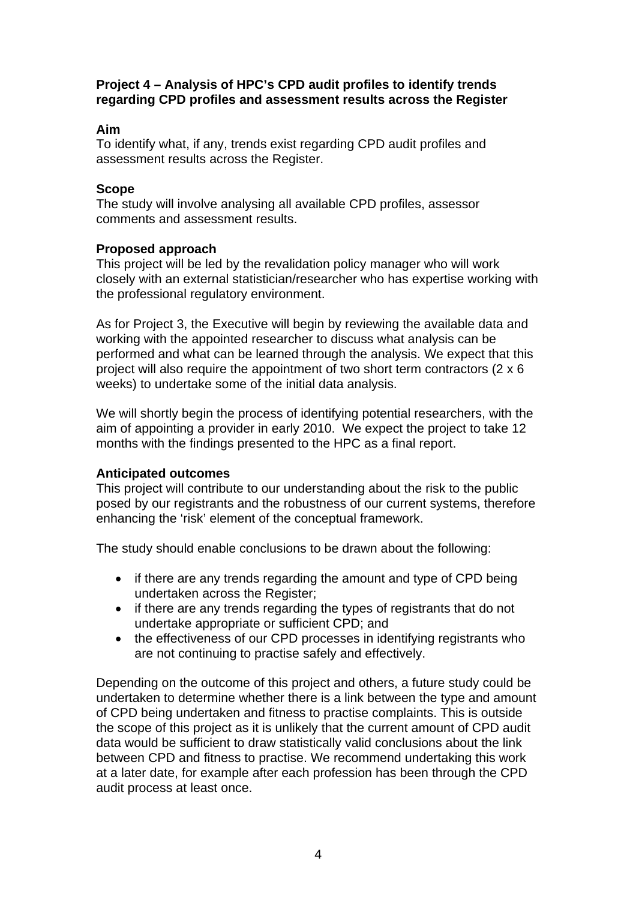**Project 4 – Analysis of HPC's CPD audit profiles to identify trends regarding CPD profiles and assessment results across the Register**

**Aim**

To identify what, if any, trends exist regarding CPD audit profiles and assessment results across the Register.

**Scope**

The study will involve analysing all available CPD profiles, assessor comments and assessment results.

**Proposed approach**

This project will be led by the revalidation policy manager who will work closely with an external statistician/researcher who has expertise working with the professional regulatory environment.

As for Project 3, the Executive will begin by reviewing the available data and working with the appointed researcher to discuss what analysis can be performed and what can be learned through the analysis. We expect that this project will also require the appointment of two short term contractors (2 x 6 weeks) to undertake some of the initial data analysis.

We will shortly begin the process of identifying potential researchers, with the aim of appointing a provider in early 2010. We expect the project to take 12 months with the findings presented to the HPC as a final report.

**Anticipated outcomes**

This project will contribute to our understanding about the risk to the public posed by our registrants and the robustness of our current systems, therefore enhancing the 'risk' element of the conceptual framework.

The study should enable conclusions to be drawn about the following:

- if there are any trends regarding the amount and type of CPD being undertaken across the Register;
- if there are any trends regarding the types of registrants that do not undertake appropriate or sufficient CPD; and
- the effectiveness of our CPD processes in identifying registrants who are not continuing to practise safely and effectively.

Depending on the outcome of this project and others, a future study could be undertaken to determine whether there is a link between the type and amount of CPD being undertaken and fitness to practise complaints. This is outside the scope of this project as it is unlikely that the current amount of CPD audit data would be sufficient to draw statistically valid conclusions about the link between CPD and fitness to practise. We recommend undertaking this work at a later date, for example after each profession has been through the CPD audit process at least once.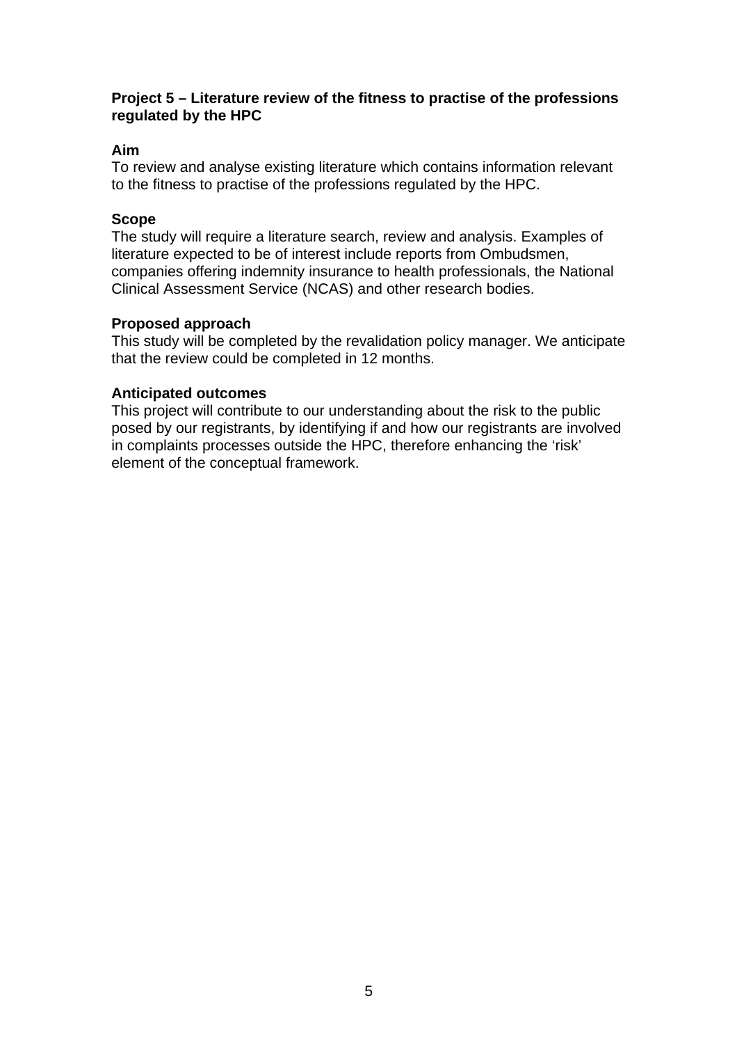**Project 5 – Literature review of the fitness to practise of the professions regulated by the HPC**

**Aim**
To review and analyse existing literature which contains information relevant to the fitness to practise of the professions regulated by the HPC.

**Scope**
The study will require a literature search, review and analysis. Examples of literature expected to be of interest include reports from Ombudsmen, companies offering indemnity insurance to health professionals, the National Clinical Assessment Service (NCAS) and other research bodies.

**Proposed approach**
This study will be completed by the revalidation policy manager. We anticipate that the review could be completed in 12 months.

**Anticipated outcomes**
This project will contribute to our understanding about the risk to the public posed by our registrants, by identifying if and how our registrants are involved in complaints processes outside the HPC, therefore enhancing the 'risk' element of the conceptual framework.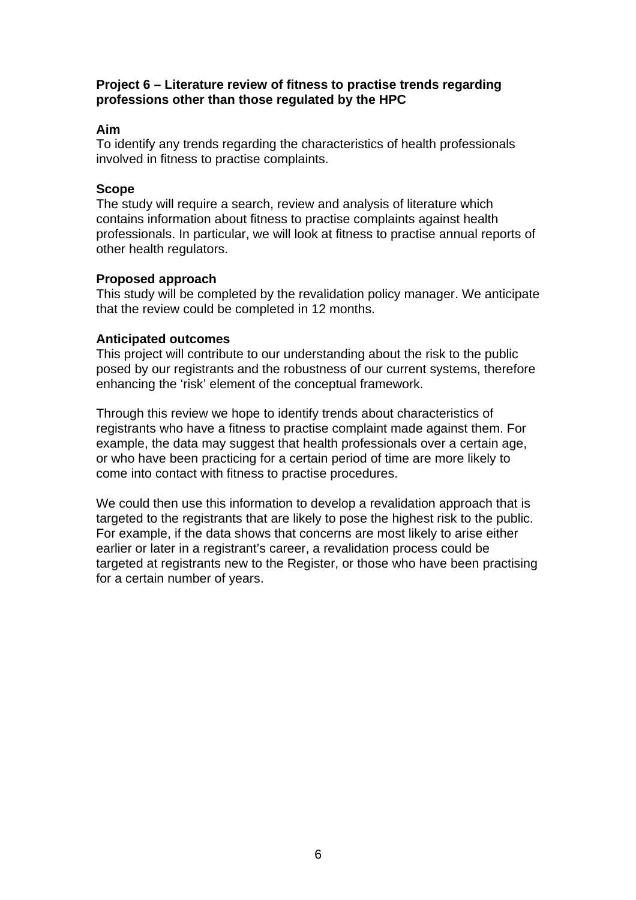**Project 6 – Literature review of fitness to practise trends regarding professions other than those regulated by the HPC**

**Aim**
To identify any trends regarding the characteristics of health professionals involved in fitness to practise complaints.

**Scope**
The study will require a search, review and analysis of literature which contains information about fitness to practise complaints against health professionals. In particular, we will look at fitness to practise annual reports of other health regulators.

**Proposed approach**
This study will be completed by the revalidation policy manager. We anticipate that the review could be completed in 12 months.

**Anticipated outcomes**
This project will contribute to our understanding about the risk to the public posed by our registrants and the robustness of our current systems, therefore enhancing the 'risk' element of the conceptual framework.

Through this review we hope to identify trends about characteristics of registrants who have a fitness to practise complaint made against them. For example, the data may suggest that health professionals over a certain age, or who have been practicing for a certain period of time are more likely to come into contact with fitness to practise procedures.

We could then use this information to develop a revalidation approach that is targeted to the registrants that are likely to pose the highest risk to the public. For example, if the data shows that concerns are most likely to arise either earlier or later in a registrant's career, a revalidation process could be targeted at registrants new to the Register, or those who have been practising for a certain number of years.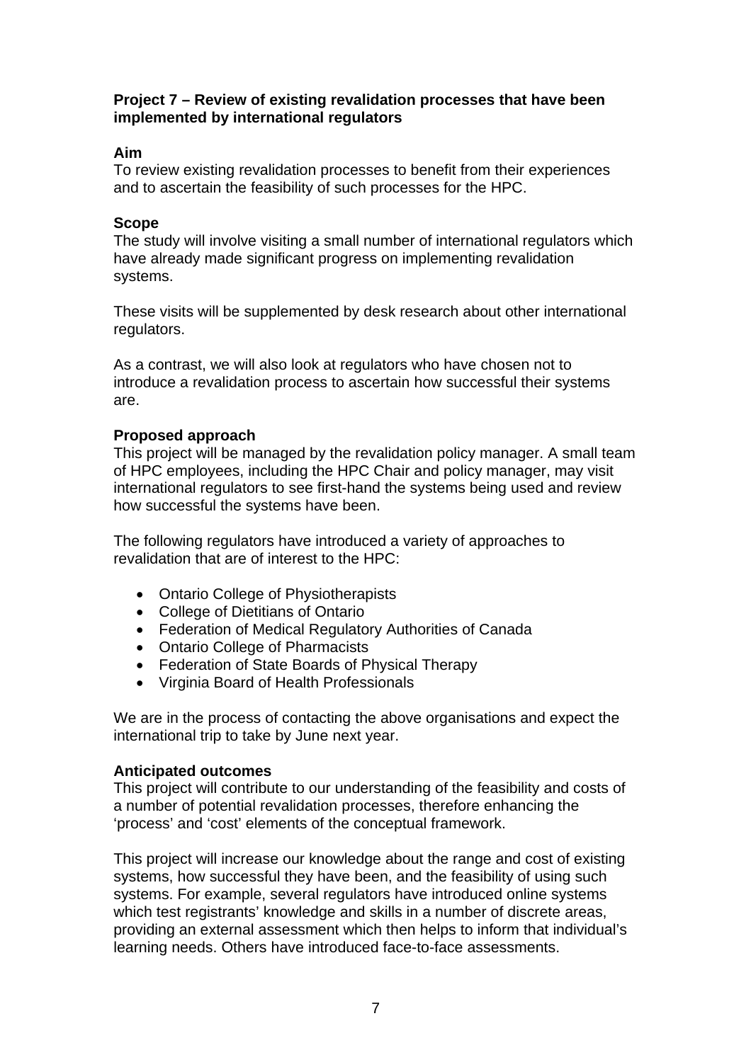**Project 7 – Review of existing revalidation processes that have been implemented by international regulators**

**Aim**

To review existing revalidation processes to benefit from their experiences and to ascertain the feasibility of such processes for the HPC.

**Scope**

The study will involve visiting a small number of international regulators which have already made significant progress on implementing revalidation systems.

These visits will be supplemented by desk research about other international regulators.

As a contrast, we will also look at regulators who have chosen not to introduce a revalidation process to ascertain how successful their systems are.

**Proposed approach**

This project will be managed by the revalidation policy manager. A small team of HPC employees, including the HPC Chair and policy manager, may visit international regulators to see first-hand the systems being used and review how successful the systems have been.

The following regulators have introduced a variety of approaches to revalidation that are of interest to the HPC:

- Ontario College of Physiotherapists
- College of Dietitians of Ontario
- Federation of Medical Regulatory Authorities of Canada
- Ontario College of Pharmacists
- Federation of State Boards of Physical Therapy
- Virginia Board of Health Professionals

We are in the process of contacting the above organisations and expect the international trip to take by June next year.

**Anticipated outcomes**

This project will contribute to our understanding of the feasibility and costs of a number of potential revalidation processes, therefore enhancing the 'process' and 'cost' elements of the conceptual framework.

This project will increase our knowledge about the range and cost of existing systems, how successful they have been, and the feasibility of using such systems. For example, several regulators have introduced online systems which test registrants' knowledge and skills in a number of discrete areas, providing an external assessment which then helps to inform that individual's learning needs. Others have introduced face-to-face assessments.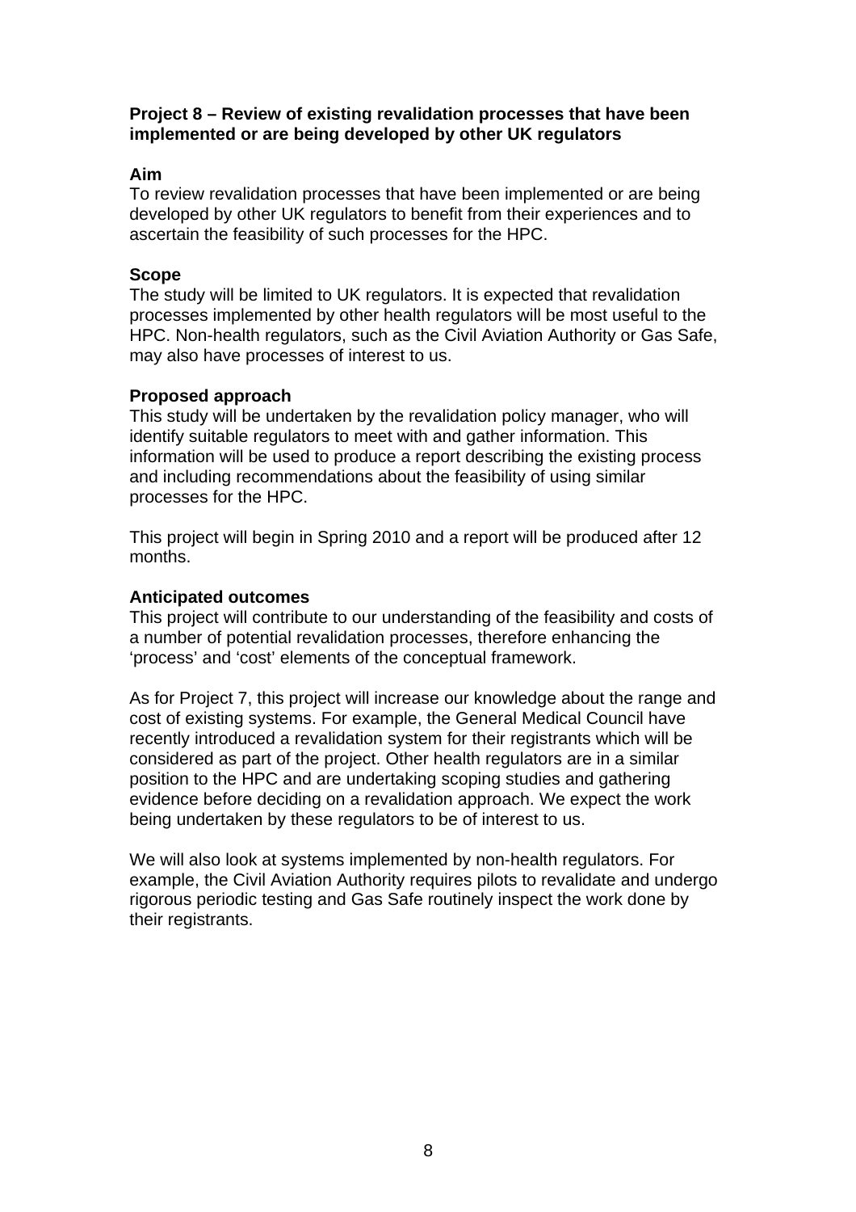**Project 8 – Review of existing revalidation processes that have been implemented or are being developed by other UK regulators**

**Aim**
To review revalidation processes that have been implemented or are being developed by other UK regulators to benefit from their experiences and to ascertain the feasibility of such processes for the HPC.

**Scope**
The study will be limited to UK regulators. It is expected that revalidation processes implemented by other health regulators will be most useful to the HPC. Non-health regulators, such as the Civil Aviation Authority or Gas Safe, may also have processes of interest to us.

**Proposed approach**
This study will be undertaken by the revalidation policy manager, who will identify suitable regulators to meet with and gather information. This information will be used to produce a report describing the existing process and including recommendations about the feasibility of using similar processes for the HPC.

This project will begin in Spring 2010 and a report will be produced after 12 months.

**Anticipated outcomes**
This project will contribute to our understanding of the feasibility and costs of a number of potential revalidation processes, therefore enhancing the 'process' and 'cost' elements of the conceptual framework.

As for Project 7, this project will increase our knowledge about the range and cost of existing systems. For example, the General Medical Council have recently introduced a revalidation system for their registrants which will be considered as part of the project. Other health regulators are in a similar position to the HPC and are undertaking scoping studies and gathering evidence before deciding on a revalidation approach. We expect the work being undertaken by these regulators to be of interest to us.

We will also look at systems implemented by non-health regulators. For example, the Civil Aviation Authority requires pilots to revalidate and undergo rigorous periodic testing and Gas Safe routinely inspect the work done by their registrants.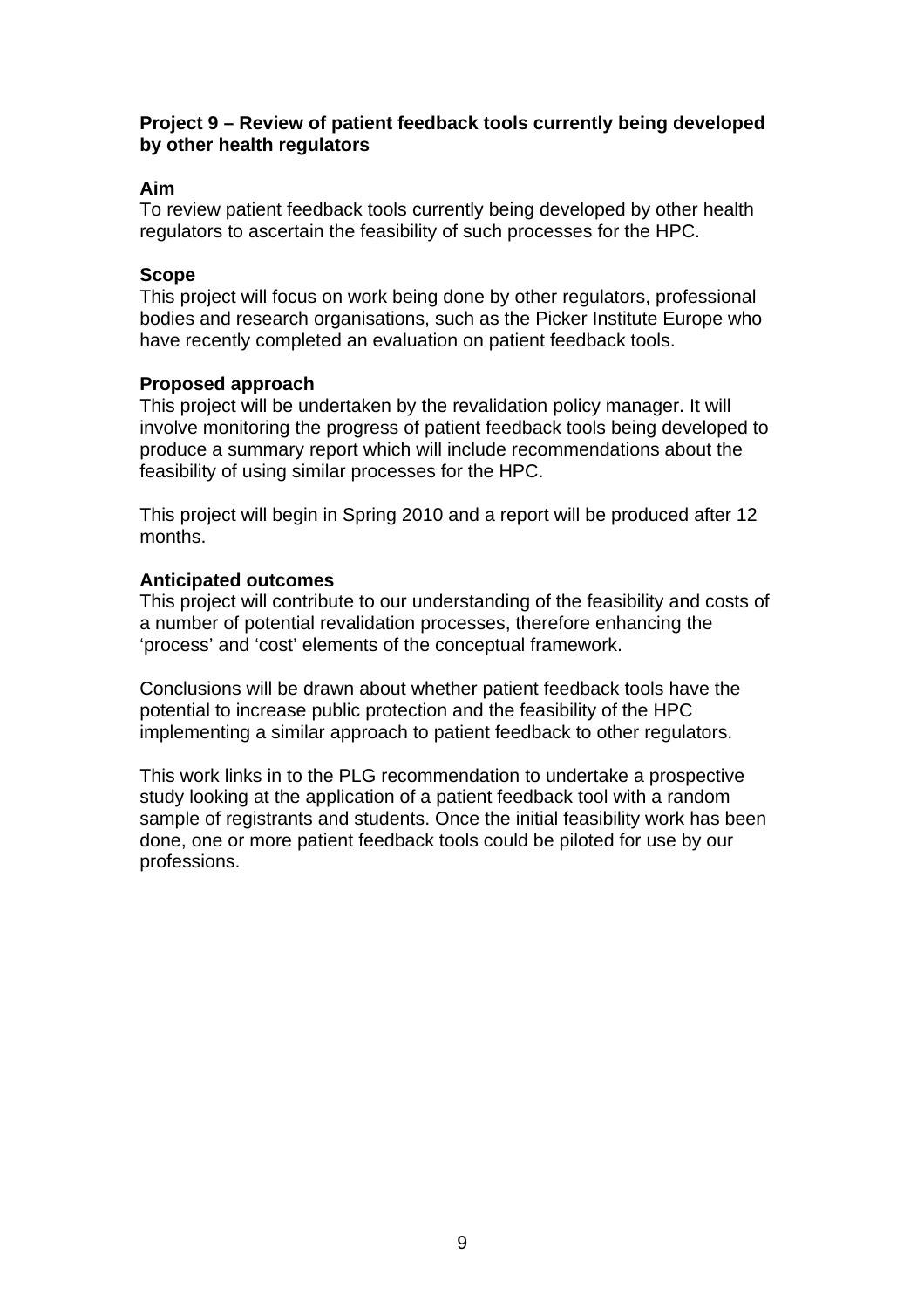**Project 9 – Review of patient feedback tools currently being developed by other health regulators**

**Aim**
To review patient feedback tools currently being developed by other health regulators to ascertain the feasibility of such processes for the HPC.

**Scope**
This project will focus on work being done by other regulators, professional bodies and research organisations, such as the Picker Institute Europe who have recently completed an evaluation on patient feedback tools.

**Proposed approach**
This project will be undertaken by the revalidation policy manager. It will involve monitoring the progress of patient feedback tools being developed to produce a summary report which will include recommendations about the feasibility of using similar processes for the HPC.

This project will begin in Spring 2010 and a report will be produced after 12 months.

**Anticipated outcomes**
This project will contribute to our understanding of the feasibility and costs of a number of potential revalidation processes, therefore enhancing the 'process' and 'cost' elements of the conceptual framework.

Conclusions will be drawn about whether patient feedback tools have the potential to increase public protection and the feasibility of the HPC implementing a similar approach to patient feedback to other regulators.

This work links in to the PLG recommendation to undertake a prospective study looking at the application of a patient feedback tool with a random sample of registrants and students. Once the initial feasibility work has been done, one or more patient feedback tools could be piloted for use by our professions.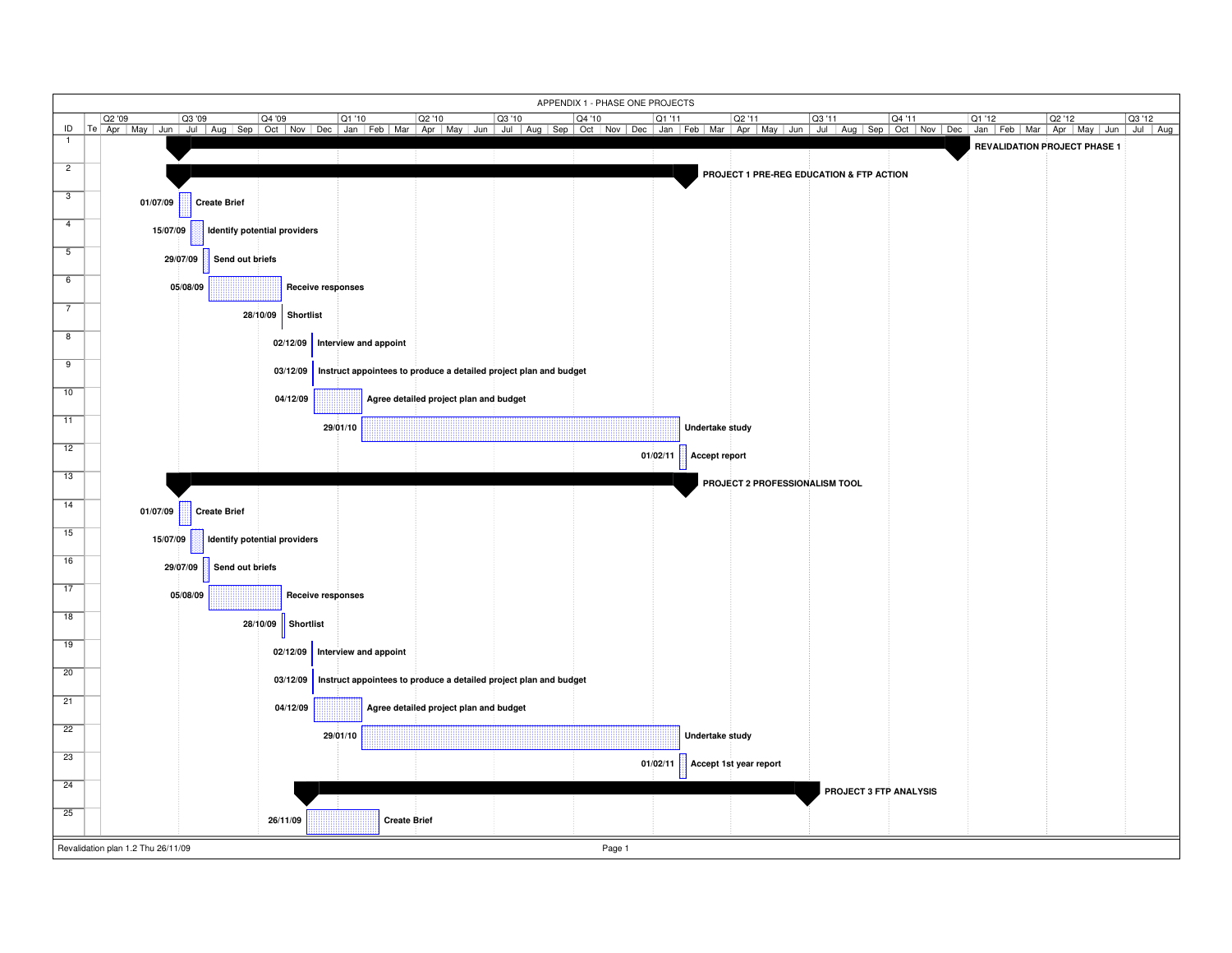# APPENDIX 1 - PHASE ONE PROJECTS

| ID | Task | Start |
|---|---|---|
| 1 | REVALIDATION PROJECT PHASE 1 | |
| 2 | PROJECT 1 PRE-REG EDUCATION & FTP ACTION | |
| 3 | Create Brief | 01/07/09 |
| 4 | Identify potential providers | 15/07/09 |
| 5 | Send out briefs | 29/07/09 |
| 6 | Receive responses | 05/08/09 |
| 7 | Shortlist | 28/10/09 |
| 8 | Interview and appoint | 02/12/09 |
| 9 | Instruct appointees to produce a detailed project plan and budget | 03/12/09 |
| 10 | Agree detailed project plan and budget | 04/12/09 |
| 11 | Undertake study | 29/01/10 |
| 12 | Accept report | 01/02/11 |
| 13 | PROJECT 2 PROFESSIONALISM TOOL | |
| 14 | Create Brief | 01/07/09 |
| 15 | Identify potential providers | 15/07/09 |
| 16 | Send out briefs | 29/07/09 |
| 17 | Receive responses | 05/08/09 |
| 18 | Shortlist | 28/10/09 |
| 19 | Interview and appoint | 02/12/09 |
| 20 | Instruct appointees to produce a detailed project plan and budget | 03/12/09 |
| 21 | Agree detailed project plan and budget | 04/12/09 |
| 22 | Undertake study | 29/01/10 |
| 23 | Accept 1st year report | 01/02/11 |
| 24 | PROJECT 3 FTP ANALYSIS | |
| 25 | Create Brief | 26/11/09 |

Revalidation plan 1.2 Thu 26/11/09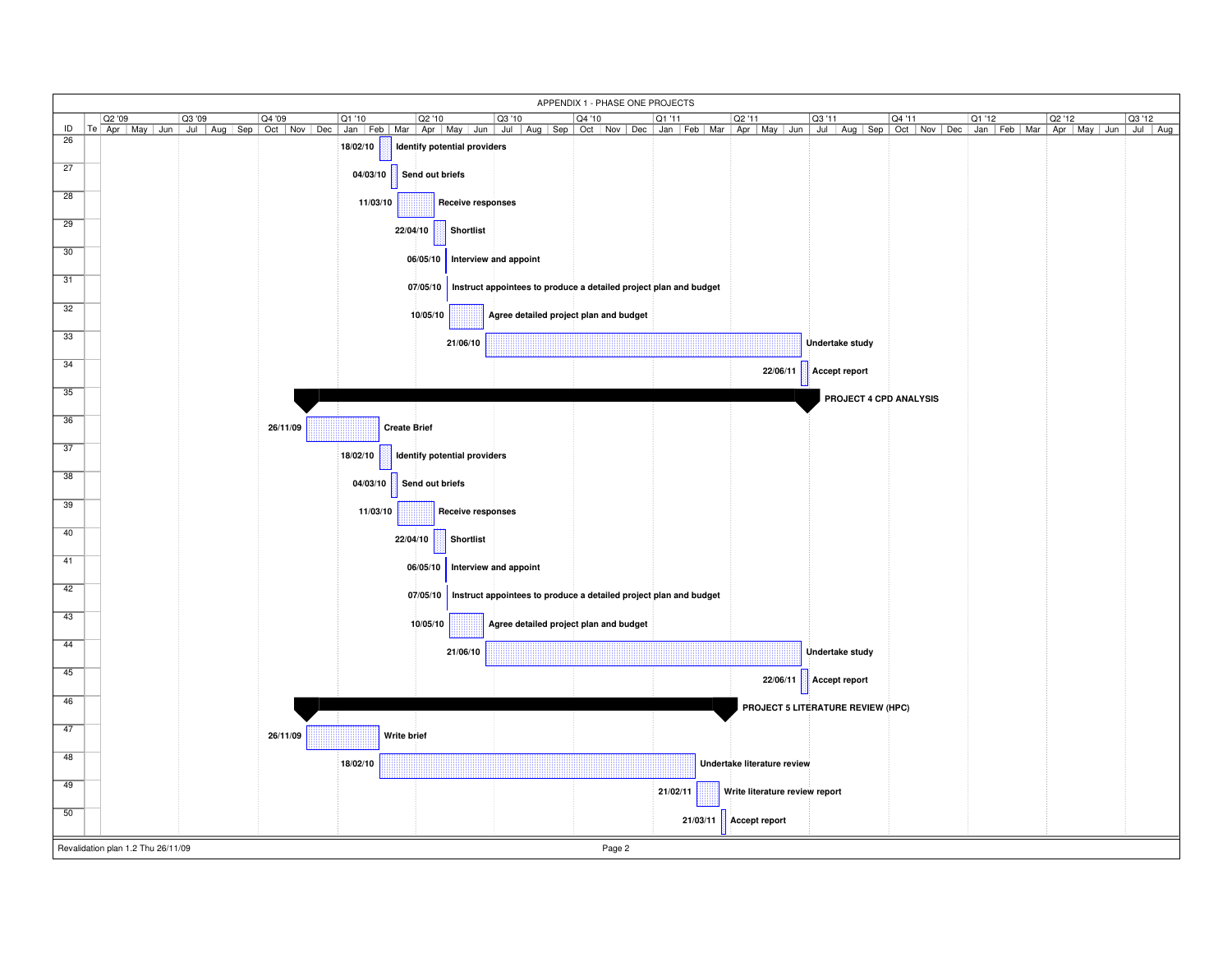# APPENDIX 1 - PHASE ONE PROJECTS

| ID | Task | Start |
|---|---|---|
| 26 | Identify potential providers | 18/02/10 |
| 27 | Send out briefs | 04/03/10 |
| 28 | Receive responses | 11/03/10 |
| 29 | Shortlist | 22/04/10 |
| 30 | Interview and appoint | 06/05/10 |
| 31 | Instruct appointees to produce a detailed project plan and budget | 07/05/10 |
| 32 | Agree detailed project plan and budget | 10/05/10 |
| 33 | Undertake study | 21/06/10 |
| 34 | Accept report | 22/06/11 |
| 35 | **PROJECT 4 CPD ANALYSIS** | |
| 36 | Create Brief | 26/11/09 |
| 37 | Identify potential providers | 18/02/10 |
| 38 | Send out briefs | 04/03/10 |
| 39 | Receive responses | 11/03/10 |
| 40 | Shortlist | 22/04/10 |
| 41 | Interview and appoint | 06/05/10 |
| 42 | Instruct appointees to produce a detailed project plan and budget | 07/05/10 |
| 43 | Agree detailed project plan and budget | 10/05/10 |
| 44 | Undertake study | 21/06/10 |
| 45 | Accept report | 22/06/11 |
| 46 | **PROJECT 5 LITERATURE REVIEW (HPC)** | |
| 47 | Write brief | 26/11/09 |
| 48 | Undertake literature review | 18/02/10 |
| 49 | Write literature review report | 21/02/11 |
| 50 | Accept report | 21/03/11 |

Revalidation plan 1.2 Thu 26/11/09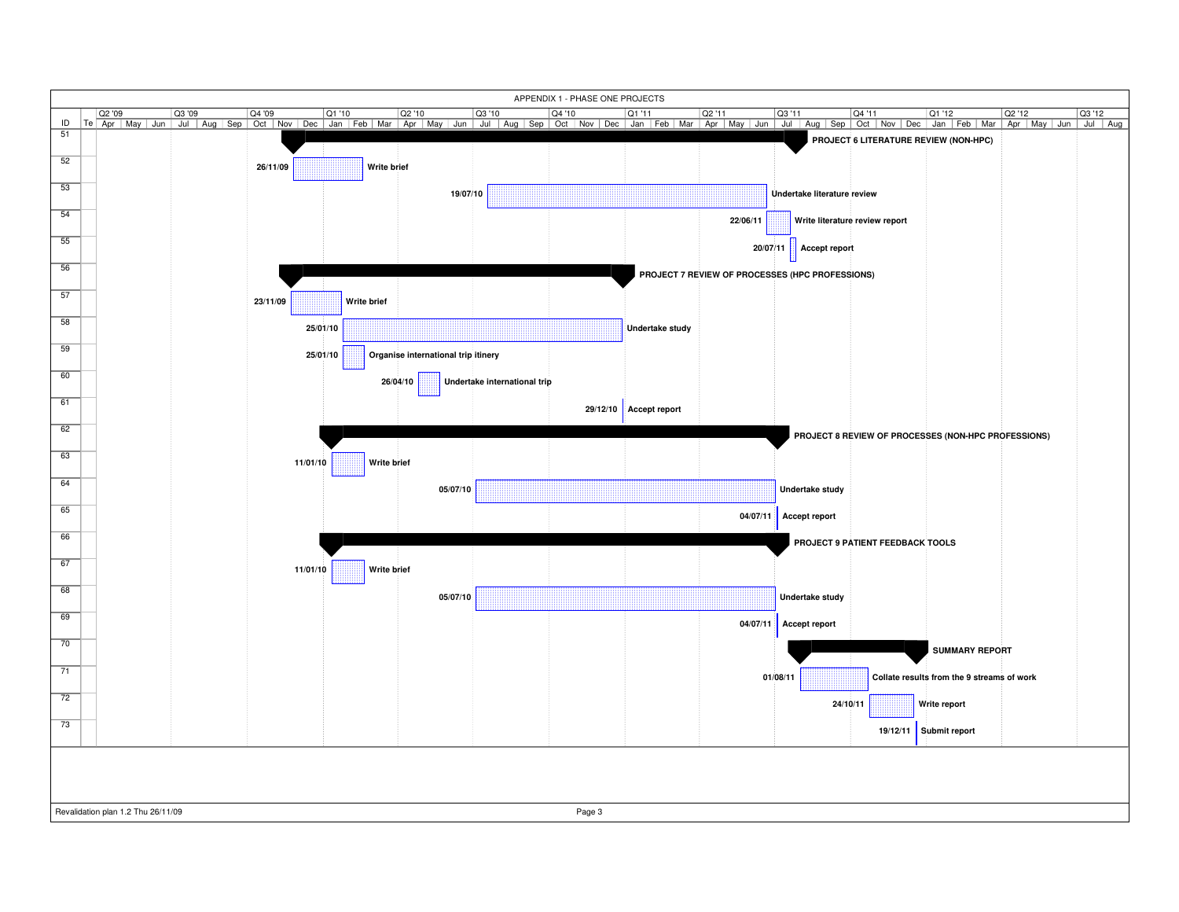# APPENDIX 1 - PHASE ONE PROJECTS

| ID | Task | Start |
|---|---|---|
| 51 | **PROJECT 6 LITERATURE REVIEW (NON-HPC)** | |
| 52 | Write brief | 26/11/09 |
| 53 | Undertake literature review | 19/07/10 |
| 54 | Write literature review report | 22/06/11 |
| 55 | Accept report | 20/07/11 |
| 56 | **PROJECT 7 REVIEW OF PROCESSES (HPC PROFESSIONS)** | |
| 57 | Write brief | 23/11/09 |
| 58 | Undertake study | 25/01/10 |
| 59 | Organise international trip itinery | 25/01/10 |
| 60 | Undertake international trip | 26/04/10 |
| 61 | Accept report | 29/12/10 |
| 62 | **PROJECT 8 REVIEW OF PROCESSES (NON-HPC PROFESSIONS)** | |
| 63 | Write brief | 11/01/10 |
| 64 | Undertake study | 05/07/10 |
| 65 | Accept report | 04/07/11 |
| 66 | **PROJECT 9 PATIENT FEEDBACK TOOLS** | |
| 67 | Write brief | 11/01/10 |
| 68 | Undertake study | 05/07/10 |
| 69 | Accept report | 04/07/11 |
| 70 | **SUMMARY REPORT** | |
| 71 | Collate results from the 9 streams of work | 01/08/11 |
| 72 | Write report | 24/10/11 |
| 73 | Submit report | 19/12/11 |

Revalidation plan 1.2 Thu 26/11/09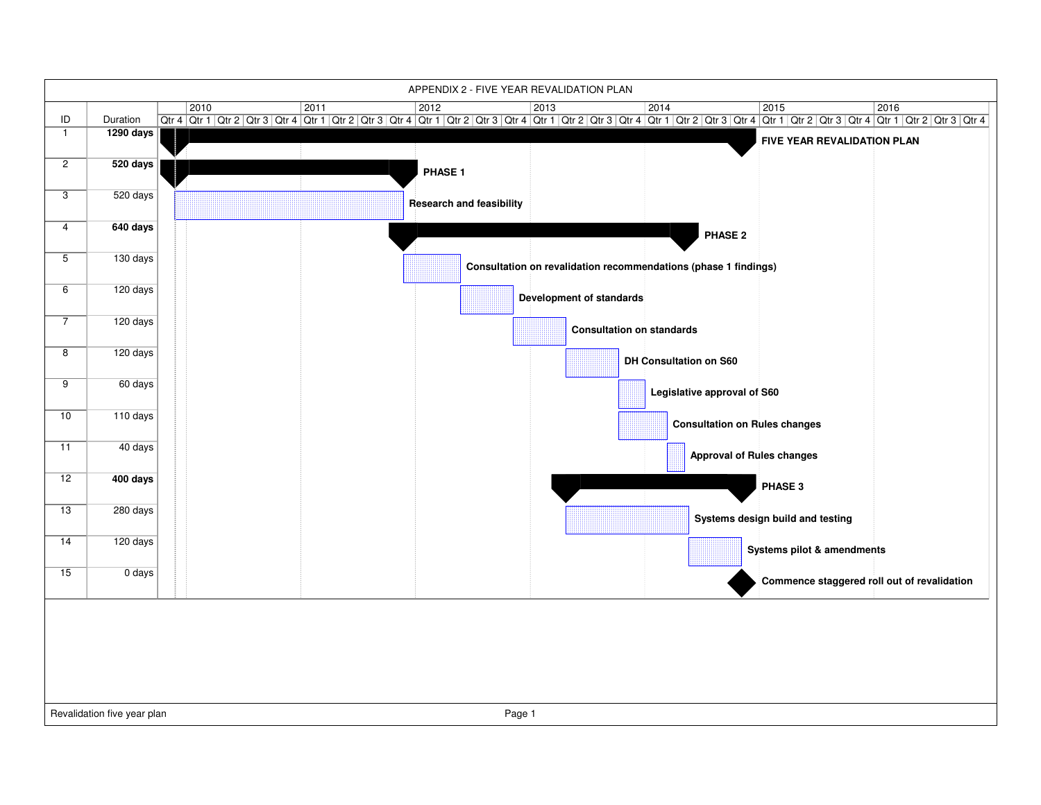APPENDIX 2 - FIVE YEAR REVALIDATION PLAN

2010 | 2011 | 2012 | 2013 | 2014 | 2015 | 2016

Qtr 4 | Qtr 1 | Qtr 2 | Qtr 3 | Qtr 4 | Qtr 1 | Qtr 2 | Qtr 3 | Qtr 4 | Qtr 1 | Qtr 2 | Qtr 3 | Qtr 4 | Qtr 1 | Qtr 2 | Qtr 3 | Qtr 4 | Qtr 1 | Qtr 2 | Qtr 3 | Qtr 4 | Qtr 1 | Qtr 2 | Qtr 3 | Qtr 4 | Qtr 1 | Qtr 2 | Qtr 3 | Qtr 4

| ID | Duration | |
|---|---|---|
| 1 | **1290 days** | **FIVE YEAR REVALIDATION PLAN** |
| 2 | **520 days** | **PHASE 1** |
| 3 | 520 days | **Research and feasibility** |
| 4 | **640 days** | **PHASE 2** |
| 5 | 130 days | **Consultation on revalidation recommendations (phase 1 findings)** |
| 6 | 120 days | **Development of standards** |
| 7 | 120 days | **Consultation on standards** |
| 8 | 120 days | **DH Consultation on S60** |
| 9 | 60 days | **Legislative approval of S60** |
| 10 | 110 days | **Consultation on Rules changes** |
| 11 | 40 days | **Approval of Rules changes** |
| 12 | **400 days** | **PHASE 3** |
| 13 | 280 days | **Systems design build and testing** |
| 14 | 120 days | **Systems pilot & amendments** |
| 15 | 0 days | **Commence staggered roll out of revalidation** |